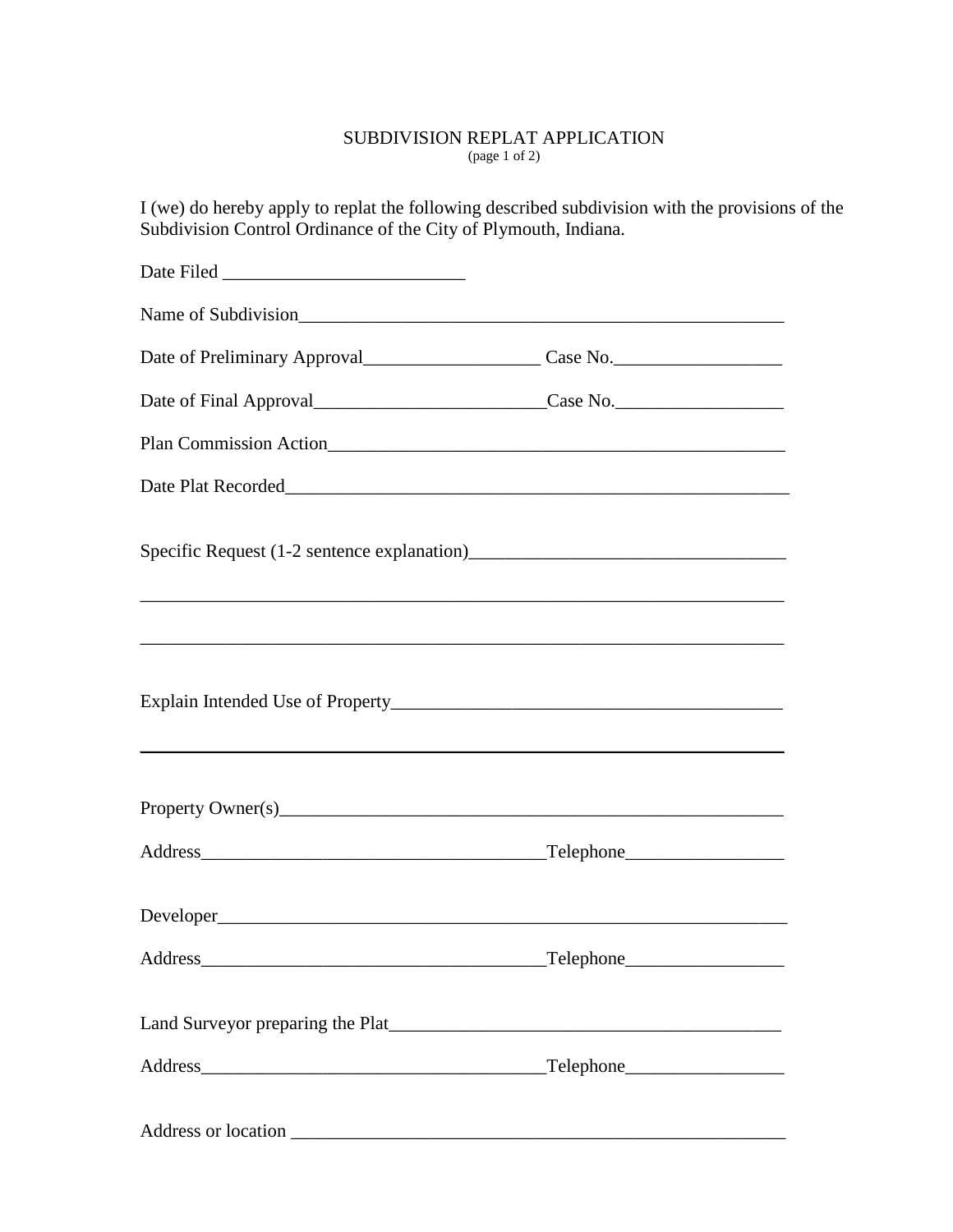# SUBDIVISION REPLAT APPLICATION

(page 1 of 2)

I (we) do hereby apply to replat the following described subdivision with the provisions of the Subdivision Control Ordinance of the City of Plymouth, Indiana.

Date Filed __________________________

Name of Subdivision_____________________________________________________

Date of Preliminary Approval___________________ Case No.__________________

Date of Final Approval_________________________Case No.__________________

Plan Commission Action__________________________________________________

Date Plat Recorded_______________________________________________________

Specific Request (1-2 sentence explanation)__________________________________

_____________________________________________________________________

_____________________________________________________________________

Explain Intended Use of Property__________________________________________

_____________________________________________________________________

Property Owner(s)_______________________________________________________

Address_____________________________________Telephone_________________

Developer_____________________________________________________________

Address_____________________________________Telephone_________________

Land Surveyor preparing the Plat__________________________________________

Address_____________________________________Telephone_________________

Address or location ______________________________________________________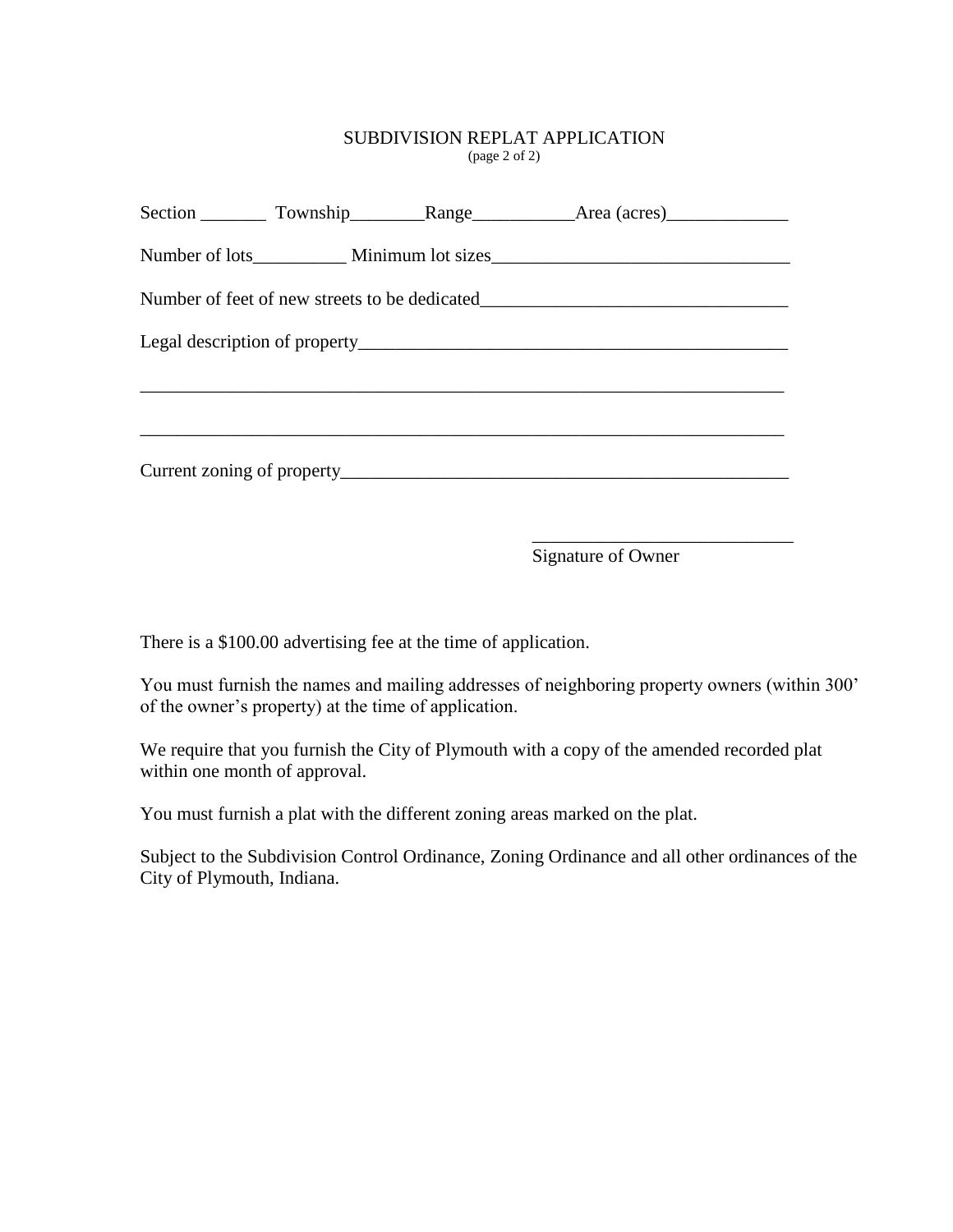# SUBDIVISION REPLAT APPLICATION

(page 2 of 2)

Section _______ Township________Range___________Area (acres)_____________

Number of lots__________ Minimum lot sizes_______________________________

Number of feet of new streets to be dedicated________________________________

Legal description of property_______________________________________________

________________________________________________________________________

________________________________________________________________________

Current zoning of property_________________________________________________

____________________________
Signature of Owner

There is a $100.00 advertising fee at the time of application.

You must furnish the names and mailing addresses of neighboring property owners (within 300' of the owner's property) at the time of application.

We require that you furnish the City of Plymouth with a copy of the amended recorded plat within one month of approval.

You must furnish a plat with the different zoning areas marked on the plat.

Subject to the Subdivision Control Ordinance, Zoning Ordinance and all other ordinances of the City of Plymouth, Indiana.